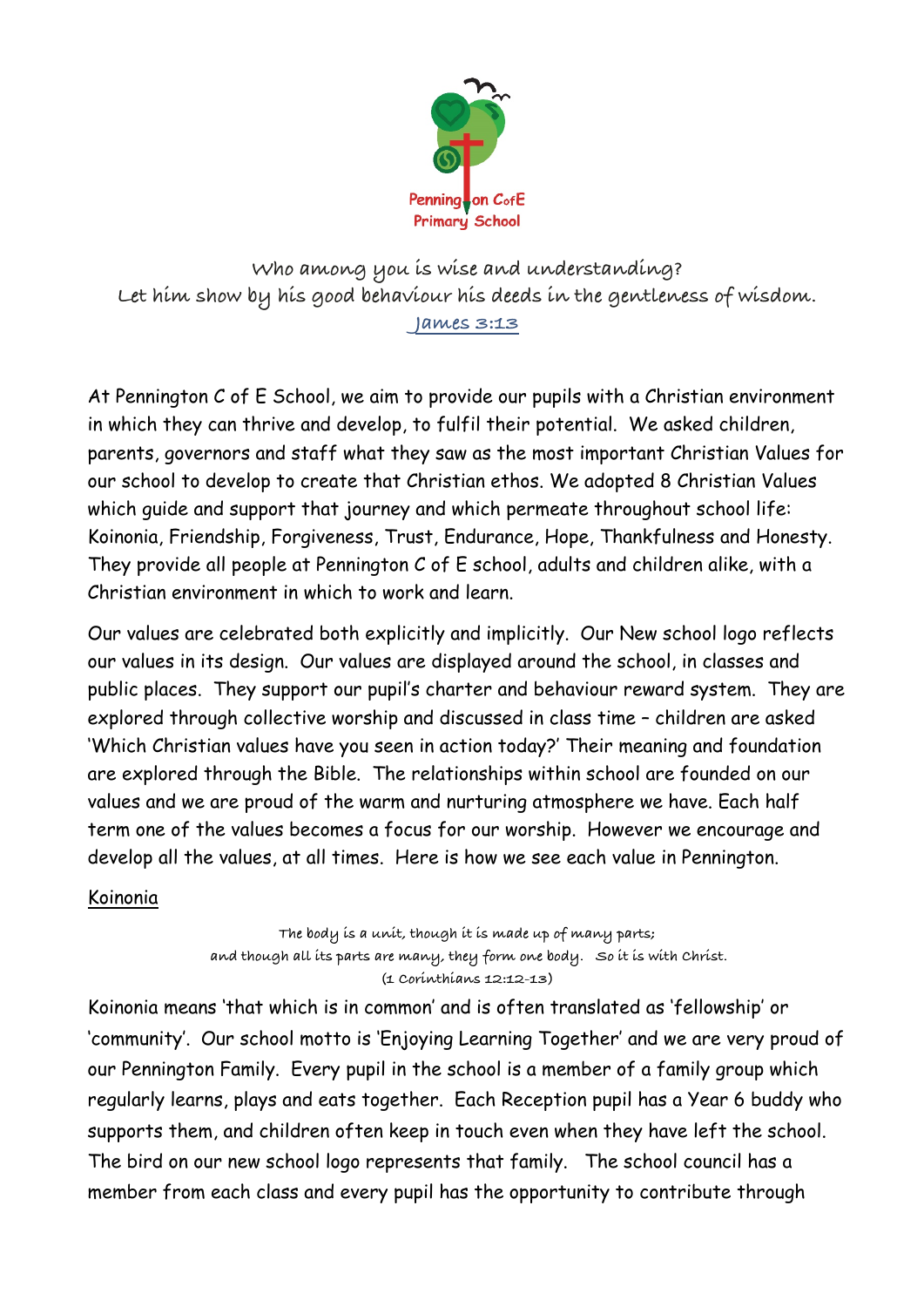Pennington CofE Primary School

*Who among you is wise and understanding?*
*Let him show by his good behaviour his deeds in the gentleness of wisdom.*
*James 3:13*

At Pennington C of E School, we aim to provide our pupils with a Christian environment in which they can thrive and develop, to fulfil their potential. We asked children, parents, governors and staff what they saw as the most important Christian Values for our school to develop to create that Christian ethos. We adopted 8 Christian Values which guide and support that journey and which permeate throughout school life: Koinonia, Friendship, Forgiveness, Trust, Endurance, Hope, Thankfulness and Honesty. They provide all people at Pennington C of E school, adults and children alike, with a Christian environment in which to work and learn.

Our values are celebrated both explicitly and implicitly. Our New school logo reflects our values in its design. Our values are displayed around the school, in classes and public places. They support our pupil's charter and behaviour reward system. They are explored through collective worship and discussed in class time – children are asked 'Which Christian values have you seen in action today?' Their meaning and foundation are explored through the Bible. The relationships within school are founded on our values and we are proud of the warm and nurturing atmosphere we have. Each half term one of the values becomes a focus for our worship. However we encourage and develop all the values, at all times. Here is how we see each value in Pennington.

## Koinonia

*The body is a unit, though it is made up of many parts;*
*and though all its parts are many, they form one body. So it is with Christ.*
*(1 Corinthians 12:12-13)*

Koinonia means 'that which is in common' and is often translated as 'fellowship' or 'community'. Our school motto is 'Enjoying Learning Together' and we are very proud of our Pennington Family. Every pupil in the school is a member of a family group which regularly learns, plays and eats together. Each Reception pupil has a Year 6 buddy who supports them, and children often keep in touch even when they have left the school. The bird on our new school logo represents that family. The school council has a member from each class and every pupil has the opportunity to contribute through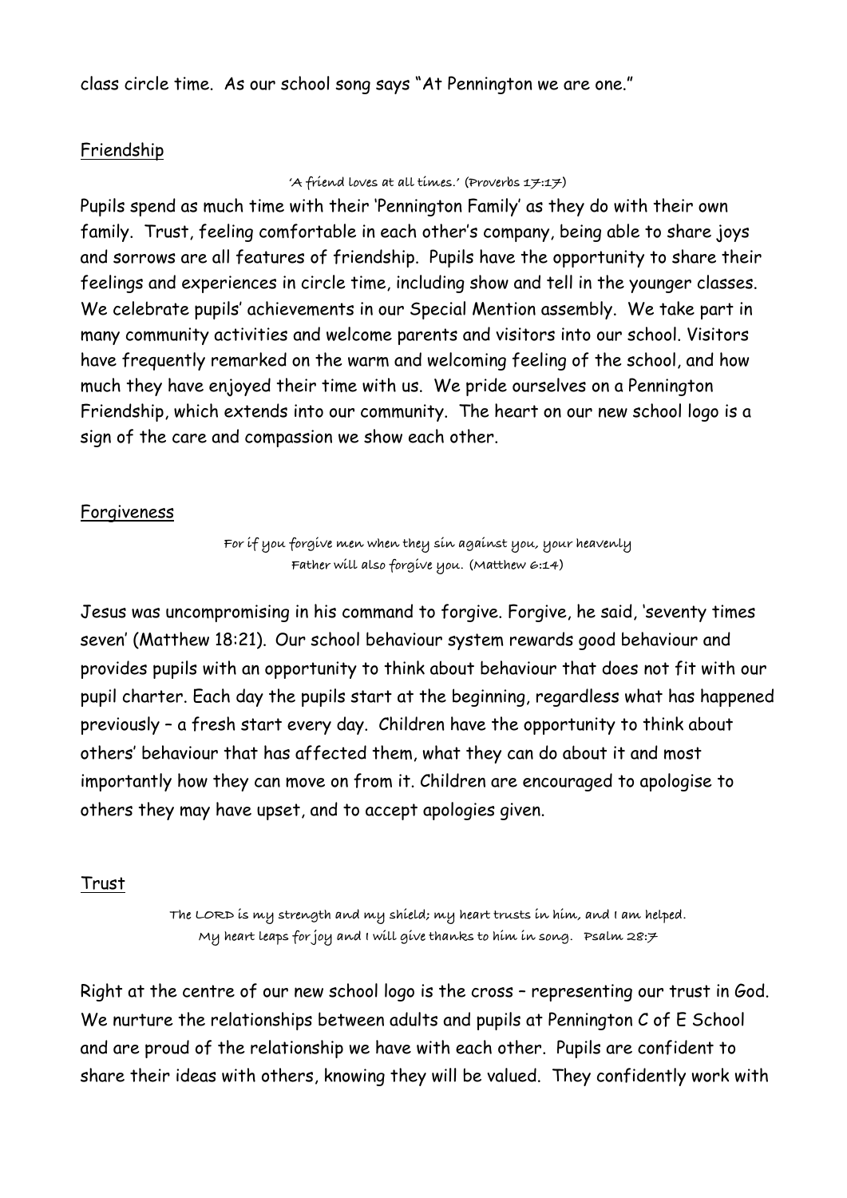class circle time. As our school song says "At Pennington we are one."

## Friendship

*'A friend loves at all times.' (Proverbs 17:17)*

Pupils spend as much time with their 'Pennington Family' as they do with their own family. Trust, feeling comfortable in each other's company, being able to share joys and sorrows are all features of friendship. Pupils have the opportunity to share their feelings and experiences in circle time, including show and tell in the younger classes. We celebrate pupils' achievements in our Special Mention assembly. We take part in many community activities and welcome parents and visitors into our school. Visitors have frequently remarked on the warm and welcoming feeling of the school, and how much they have enjoyed their time with us. We pride ourselves on a Pennington Friendship, which extends into our community. The heart on our new school logo is a sign of the care and compassion we show each other.

## Forgiveness

*For if you forgive men when they sin against you, your heavenly Father will also forgive you. (Matthew 6:14)*

Jesus was uncompromising in his command to forgive. Forgive, he said, 'seventy times seven' (Matthew 18:21). Our school behaviour system rewards good behaviour and provides pupils with an opportunity to think about behaviour that does not fit with our pupil charter. Each day the pupils start at the beginning, regardless what has happened previously – a fresh start every day. Children have the opportunity to think about others' behaviour that has affected them, what they can do about it and most importantly how they can move on from it. Children are encouraged to apologise to others they may have upset, and to accept apologies given.

## Trust

*The LORD is my strength and my shield; my heart trusts in him, and I am helped. My heart leaps for joy and I will give thanks to him in song. Psalm 28:7*

Right at the centre of our new school logo is the cross – representing our trust in God. We nurture the relationships between adults and pupils at Pennington C of E School and are proud of the relationship we have with each other. Pupils are confident to share their ideas with others, knowing they will be valued. They confidently work with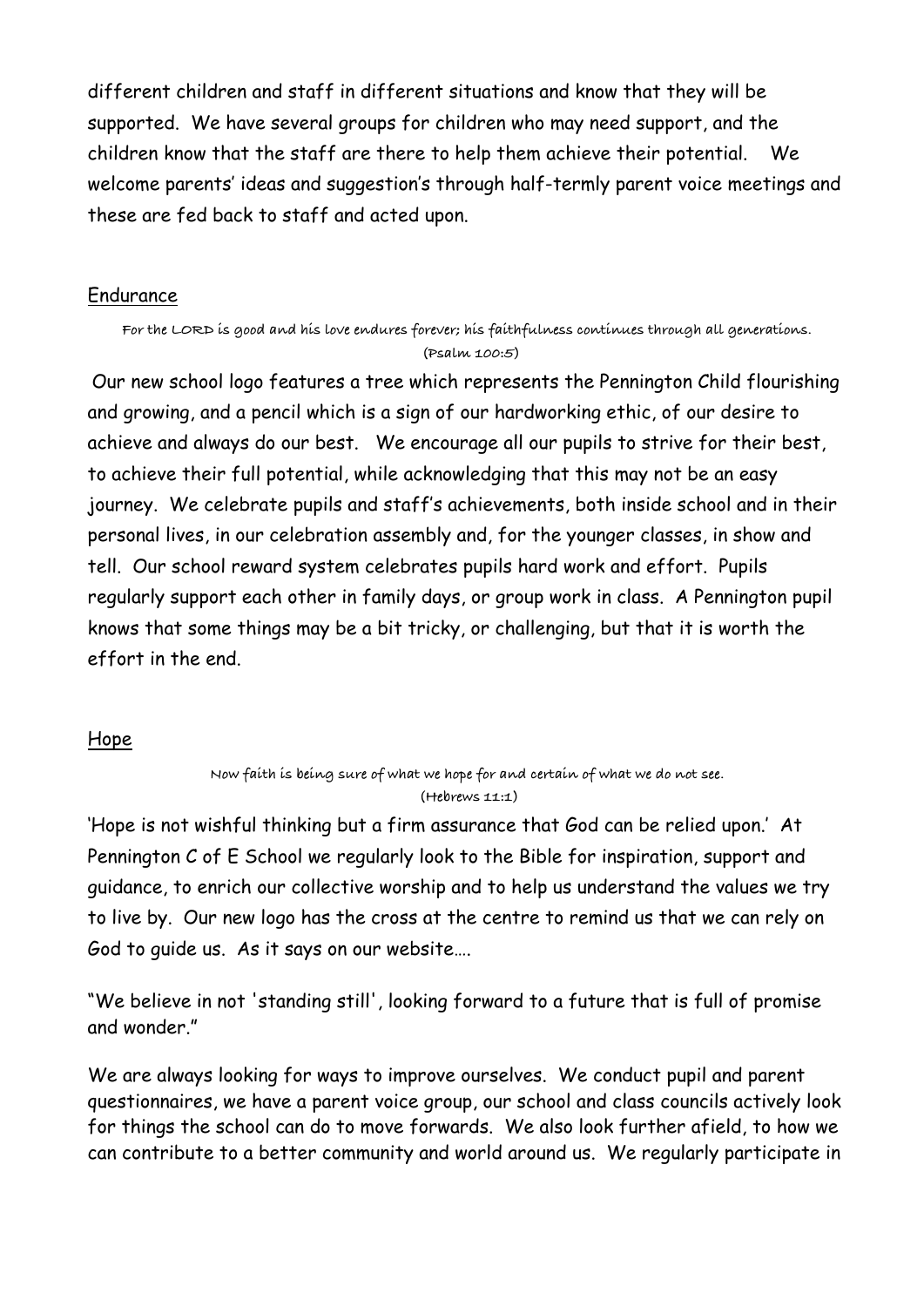different children and staff in different situations and know that they will be supported. We have several groups for children who may need support, and the children know that the staff are there to help them achieve their potential. We welcome parents' ideas and suggestion's through half-termly parent voice meetings and these are fed back to staff and acted upon.

## Endurance

*For the LORD is good and his love endures forever; his faithfulness continues through all generations. (Psalm 100:5)*

Our new school logo features a tree which represents the Pennington Child flourishing and growing, and a pencil which is a sign of our hardworking ethic, of our desire to achieve and always do our best. We encourage all our pupils to strive for their best, to achieve their full potential, while acknowledging that this may not be an easy journey. We celebrate pupils and staff's achievements, both inside school and in their personal lives, in our celebration assembly and, for the younger classes, in show and tell. Our school reward system celebrates pupils hard work and effort. Pupils regularly support each other in family days, or group work in class. A Pennington pupil knows that some things may be a bit tricky, or challenging, but that it is worth the effort in the end.

## Hope

*Now faith is being sure of what we hope for and certain of what we do not see. (Hebrews 11:1)*

'Hope is not wishful thinking but a firm assurance that God can be relied upon.' At Pennington C of E School we regularly look to the Bible for inspiration, support and guidance, to enrich our collective worship and to help us understand the values we try to live by. Our new logo has the cross at the centre to remind us that we can rely on God to guide us. As it says on our website….

"We believe in not 'standing still', looking forward to a future that is full of promise and wonder."

We are always looking for ways to improve ourselves. We conduct pupil and parent questionnaires, we have a parent voice group, our school and class councils actively look for things the school can do to move forwards. We also look further afield, to how we can contribute to a better community and world around us. We regularly participate in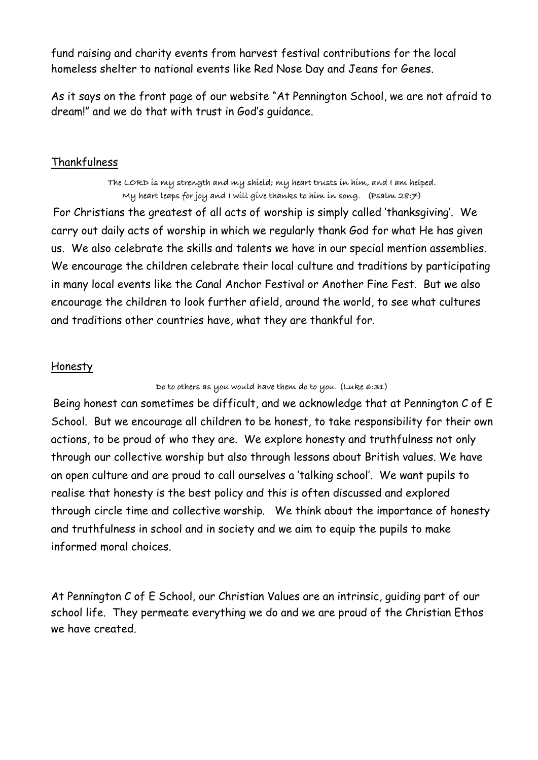fund raising and charity events from harvest festival contributions for the local homeless shelter to national events like Red Nose Day and Jeans for Genes.

As it says on the front page of our website "At Pennington School, we are not afraid to dream!" and we do that with trust in God's guidance.

## Thankfulness

*The LORD is my strength and my shield; my heart trusts in him, and I am helped.*
*My heart leaps for joy and I will give thanks to him in song. (Psalm 28:7)*

For Christians the greatest of all acts of worship is simply called 'thanksgiving'. We carry out daily acts of worship in which we regularly thank God for what He has given us. We also celebrate the skills and talents we have in our special mention assemblies. We encourage the children celebrate their local culture and traditions by participating in many local events like the Canal Anchor Festival or Another Fine Fest. But we also encourage the children to look further afield, around the world, to see what cultures and traditions other countries have, what they are thankful for.

## Honesty

*Do to others as you would have them do to you. (Luke 6:31)*

Being honest can sometimes be difficult, and we acknowledge that at Pennington C of E School. But we encourage all children to be honest, to take responsibility for their own actions, to be proud of who they are. We explore honesty and truthfulness not only through our collective worship but also through lessons about British values. We have an open culture and are proud to call ourselves a 'talking school'. We want pupils to realise that honesty is the best policy and this is often discussed and explored through circle time and collective worship. We think about the importance of honesty and truthfulness in school and in society and we aim to equip the pupils to make informed moral choices.

At Pennington C of E School, our Christian Values are an intrinsic, guiding part of our school life. They permeate everything we do and we are proud of the Christian Ethos we have created.